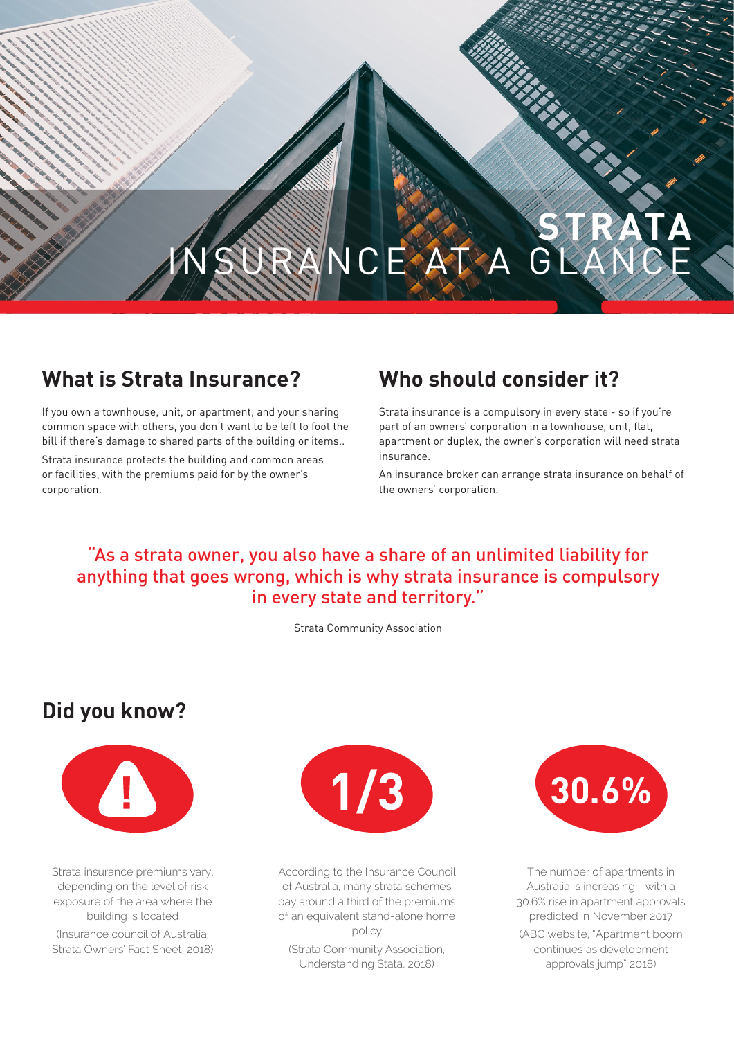# STRATA INSURANCE AT A GLANCE

## What is Strata Insurance?

If you own a townhouse, unit, or apartment, and your sharing common space with others, you don't want to be left to foot the bill if there's damage to shared parts of the building or items..

Strata insurance protects the building and common areas or facilities, with the premiums paid for by the owner's corporation.

## Who should consider it?

Strata insurance is a compulsory in every state - so if you're part of an owners' corporation in a townhouse, unit, flat, apartment or duplex, the owner's corporation will need strata insurance.

An insurance broker can arrange strata insurance on behalf of the owners' corporation.

> "As a strata owner, you also have a share of an unlimited liability for anything that goes wrong, which is why strata insurance is compulsory in every state and territory."
>
> Strata Community Association

## Did you know?

**!**

Strata insurance premiums vary, depending on the level of risk exposure of the area where the building is located

(Insurance council of Australia, Strata Owners' Fact Sheet, 2018)

**1/3**

According to the Insurance Council of Australia, many strata schemes pay around a third of the premiums of an equivalent stand-alone home policy

(Strata Community Association, Understanding Stata, 2018)

**30.6%**

The number of apartments in Australia is increasing - with a 30.6% rise in apartment approvals predicted in November 2017

(ABC website, "Apartment boom continues as development approvals jump" 2018)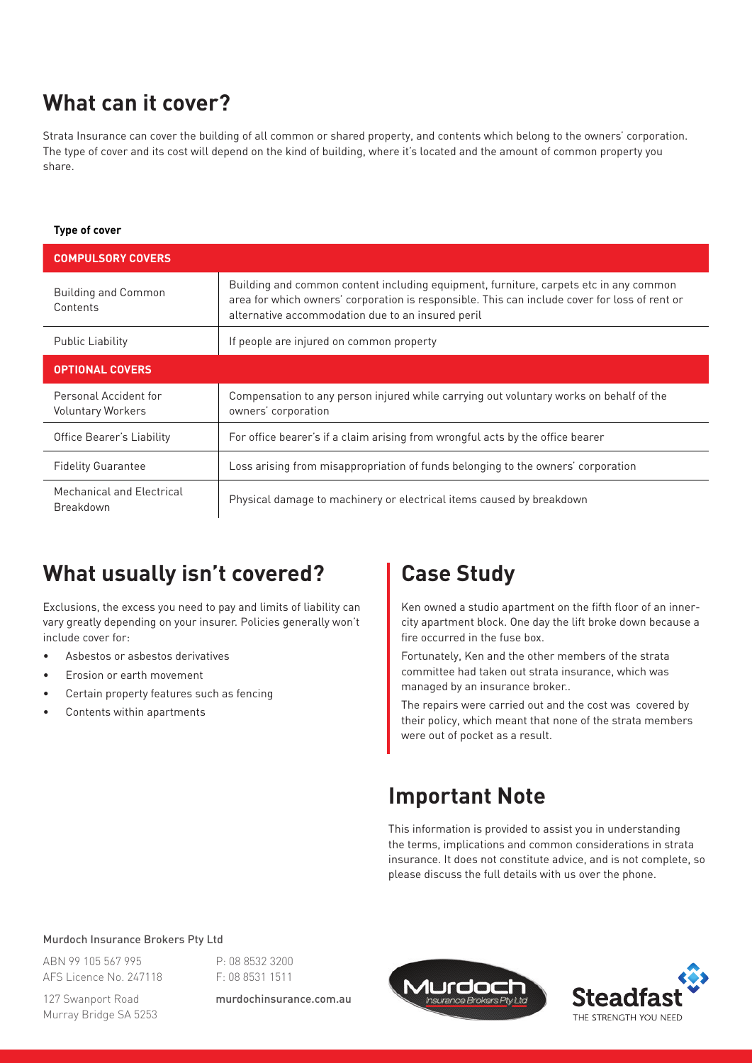## What can it cover?

Strata Insurance can cover the building of all common or shared property, and contents which belong to the owners' corporation. The type of cover and its cost will depend on the kind of building, where it's located and the amount of common property you share.

**Type of cover**

| | |
|---|---|
| **COMPULSORY COVERS** | |
| Building and Common Contents | Building and common content including equipment, furniture, carpets etc in any common area for which owners' corporation is responsible. This can include cover for loss of rent or alternative accommodation due to an insured peril |
| Public Liability | If people are injured on common property |
| **OPTIONAL COVERS** | |
| Personal Accident for Voluntary Workers | Compensation to any person injured while carrying out voluntary works on behalf of the owners' corporation |
| Office Bearer's Liability | For office bearer's if a claim arising from wrongful acts by the office bearer |
| Fidelity Guarantee | Loss arising from misappropriation of funds belonging to the owners' corporation |
| Mechanical and Electrical Breakdown | Physical damage to machinery or electrical items caused by breakdown |

## What usually isn't covered?

Exclusions, the excess you need to pay and limits of liability can vary greatly depending on your insurer. Policies generally won't include cover for:

- Asbestos or asbestos derivatives
- Erosion or earth movement
- Certain property features such as fencing
- Contents within apartments

## Case Study

Ken owned a studio apartment on the fifth floor of an inner-city apartment block. One day the lift broke down because a fire occurred in the fuse box.

Fortunately, Ken and the other members of the strata committee had taken out strata insurance, which was managed by an insurance broker..

The repairs were carried out and the cost was covered by their policy, which meant that none of the strata members were out of pocket as a result.

## Important Note

This information is provided to assist you in understanding the terms, implications and common considerations in strata insurance. It does not constitute advice, and is not complete, so please discuss the full details with us over the phone.

Murdoch Insurance Brokers Pty Ltd

ABN 99 105 567 995
AFS Licence No. 247118

127 Swanport Road
Murray Bridge SA 5253

P: 08 8532 3200
F: 08 8531 1511

murdochinsurance.com.au

Murdoch Insurance Brokers Pty Ltd

Steadfast THE STRENGTH YOU NEED